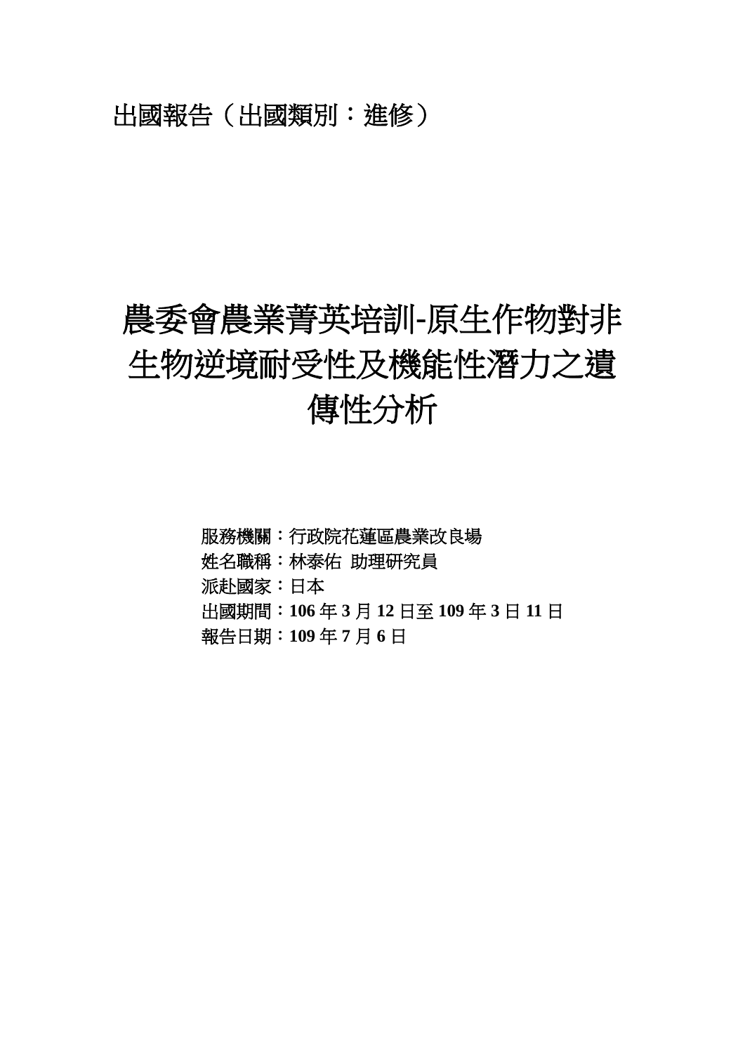出國報告（出國類別：進修）

# 農委會農業菁英培訓-原生作物對非生物逆境耐受性及機能性潛力之遺傳性分析

服務機關：行政院花蓮區農業改良場

姓名職稱：林泰佑 助理研究員

派赴國家：日本

出國期間：**106** 年 **3** 月 **12** 日至 **109** 年 **3** 日 **11** 日

報告日期：**109** 年 **7** 月 **6** 日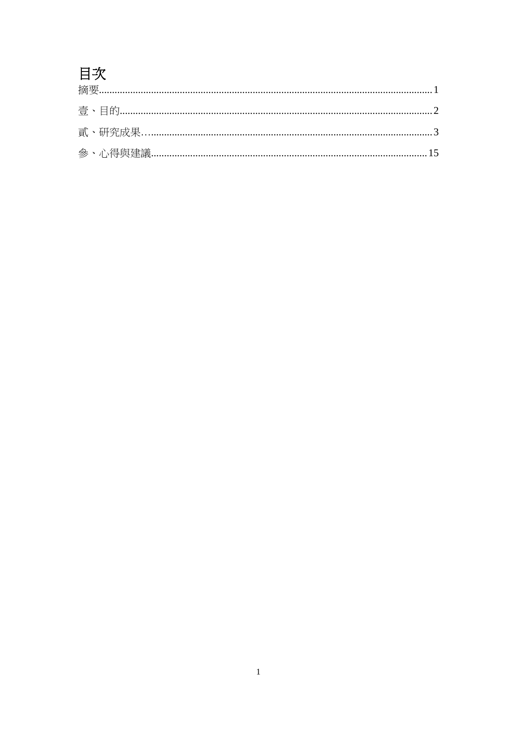# 目次

摘要............................................................................................................................1

壹、目的......................................................................................................................2

貳、研究成果…..........................................................................................................3

參、心得與建議........................................................................................................15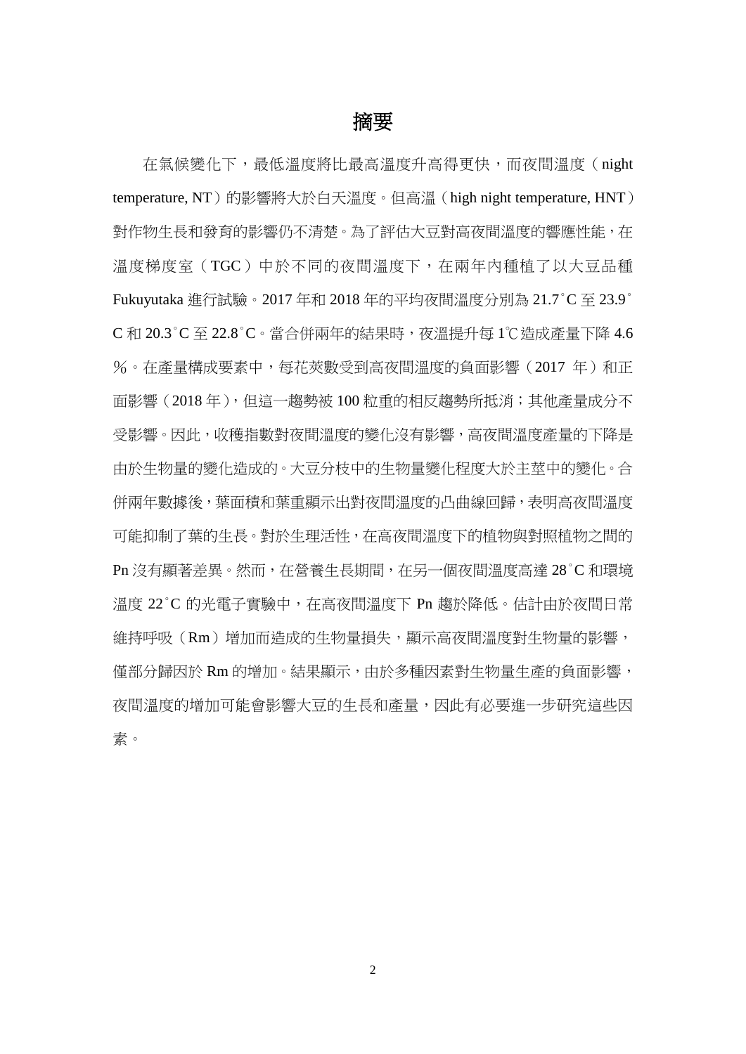# 摘要

在氣候變化下，最低溫度將比最高溫度升高得更快，而夜間溫度（night temperature, NT）的影響將大於白天溫度。但高溫（high night temperature, HNT）對作物生長和發育的影響仍不清楚。為了評估大豆對高夜間溫度的響應性能，在溫度梯度室（TGC）中於不同的夜間溫度下，在兩年內種植了以大豆品種 Fukuyutaka 進行試驗。2017 年和 2018 年的平均夜間溫度分別為 21.7˚C 至 23.9˚C 和 20.3˚C 至 22.8˚C。當合併兩年的結果時，夜溫提升每 1℃造成產量下降 4.6％。在產量構成要素中，每花莢數受到高夜間溫度的負面影響（2017 年）和正面影響（2018 年），但這一趨勢被 100 粒重的相反趨勢所抵消；其他產量成分不受影響。因此，收穫指數對夜間溫度的變化沒有影響，高夜間溫度產量的下降是由於生物量的變化造成的。大豆分枝中的生物量變化程度大於主莖中的變化。合併兩年數據後，葉面積和葉重顯示出對夜間溫度的凸曲線回歸，表明高夜間溫度可能抑制了葉的生長。對於生理活性，在高夜間溫度下的植物與對照植物之間的 Pn 沒有顯著差異。然而，在營養生長期間，在另一個夜間溫度高達 28˚C 和環境溫度 22˚C 的光電子實驗中，在高夜間溫度下 Pn 趨於降低。估計由於夜間日常維持呼吸（Rm）增加而造成的生物量損失，顯示高夜間溫度對生物量的影響，僅部分歸因於 Rm 的增加。結果顯示，由於多種因素對生物量生產的負面影響，夜間溫度的增加可能會影響大豆的生長和產量，因此有必要進一步研究這些因素。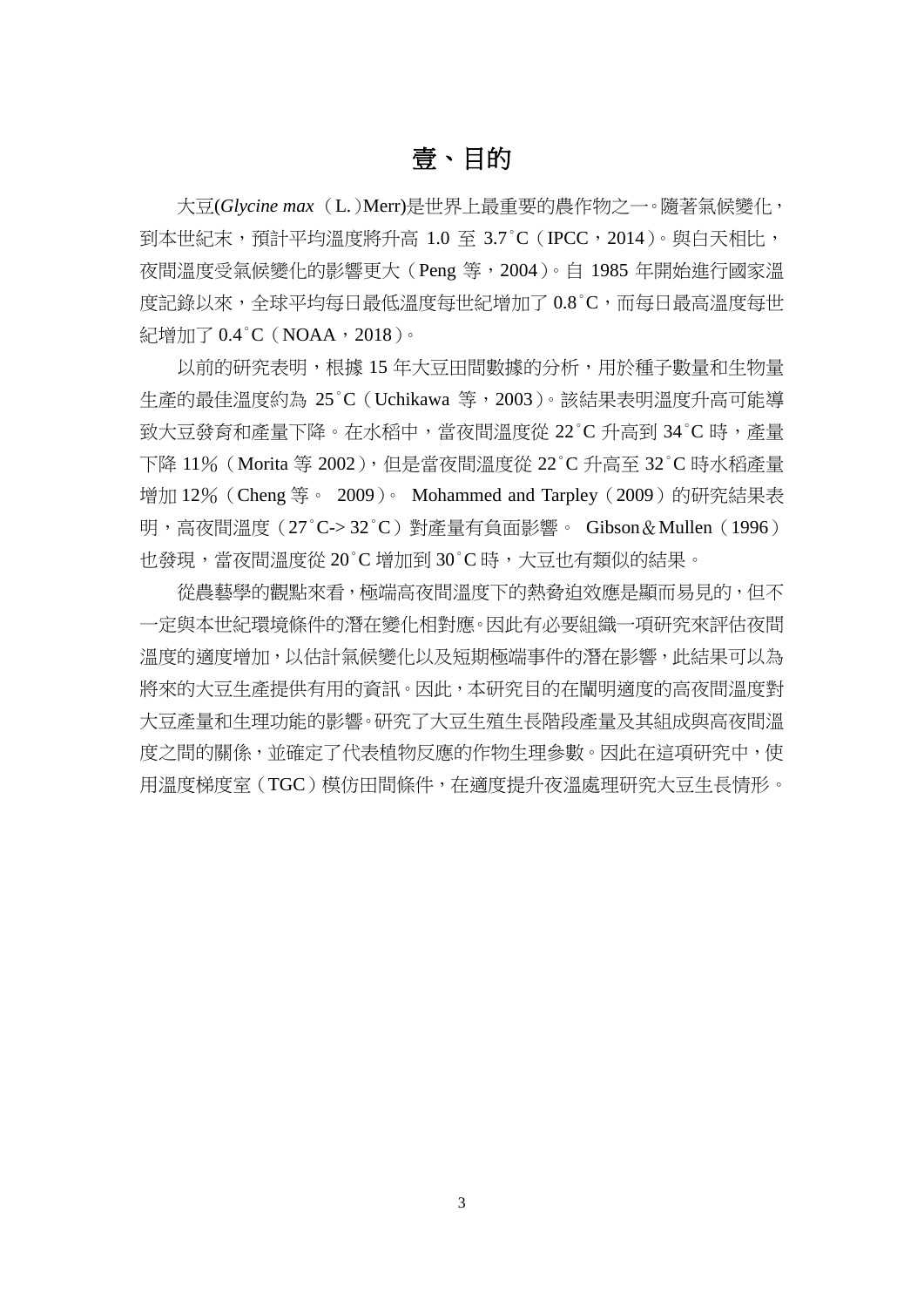# 壹、目的

大豆(*Glycine max*（L.）Merr)是世界上最重要的農作物之一。隨著氣候變化，到本世紀末，預計平均溫度將升高 1.0 至 3.7˚C（IPCC，2014）。與白天相比，夜間溫度受氣候變化的影響更大（Peng 等，2004）。自 1985 年開始進行國家溫度記錄以來，全球平均每日最低溫度每世紀增加了 0.8˚C，而每日最高溫度每世紀增加了 0.4˚C（NOAA，2018）。

以前的研究表明，根據 15 年大豆田間數據的分析，用於種子數量和生物量生產的最佳溫度約為 25˚C（Uchikawa 等，2003）。該結果表明溫度升高可能導致大豆發育和產量下降。在水稻中，當夜間溫度從 22˚C 升高到 34˚C 時，產量下降 11%（Morita 等 2002），但是當夜間溫度從 22˚C 升高至 32˚C 時水稻產量增加 12%（Cheng 等。 2009）。 Mohammed and Tarpley（2009）的研究結果表明，高夜間溫度（27˚C-> 32˚C）對產量有負面影響。 Gibson＆Mullen（1996）也發現，當夜間溫度從 20˚C 增加到 30˚C 時，大豆也有類似的結果。

從農藝學的觀點來看，極端高夜間溫度下的熱脅迫效應是顯而易見的，但不一定與本世紀環境條件的潛在變化相對應。因此有必要組織一項研究來評估夜間溫度的適度增加，以估計氣候變化以及短期極端事件的潛在影響，此結果可以為將來的大豆生產提供有用的資訊。因此，本研究目的在闡明適度的高夜間溫度對大豆產量和生理功能的影響。研究了大豆生殖生長階段產量及其組成與高夜間溫度之間的關係，並確定了代表植物反應的作物生理參數。因此在這項研究中，使用溫度梯度室（TGC）模仿田間條件，在適度提升夜溫處理研究大豆生長情形。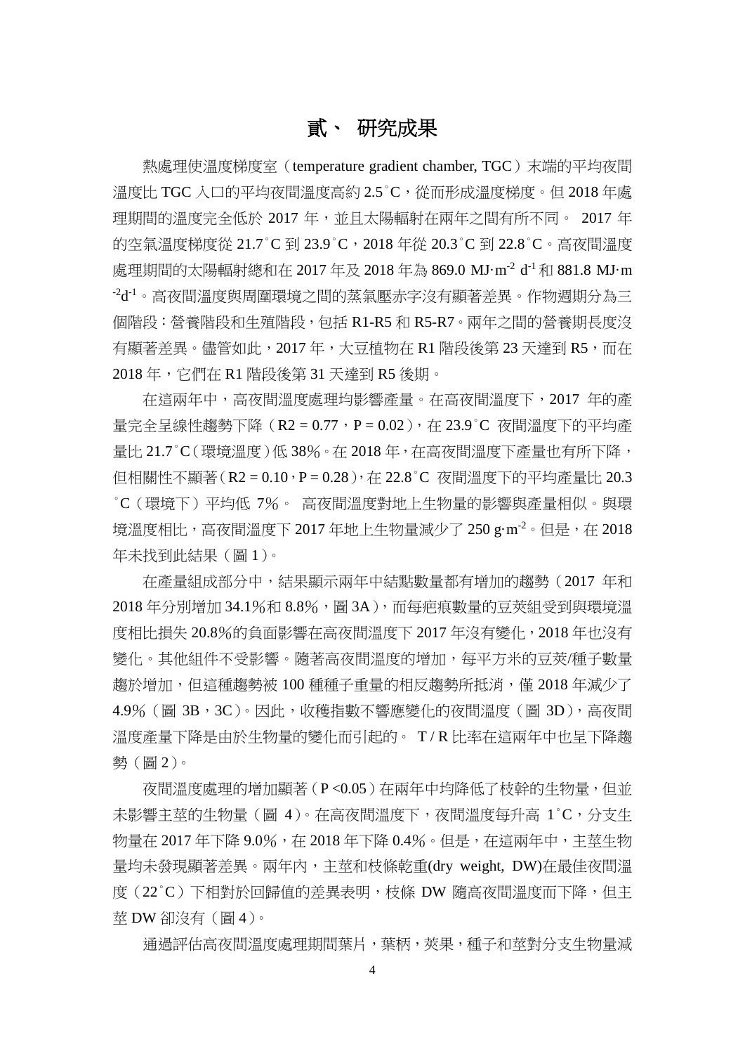# 貳、 研究成果

熱處理使溫度梯度室（temperature gradient chamber, TGC）末端的平均夜間溫度比 TGC 入口的平均夜間溫度高約 2.5˚C，從而形成溫度梯度。但 2018 年處理期間的溫度完全低於 2017 年，並且太陽輻射在兩年之間有所不同。 2017 年的空氣溫度梯度從 21.7˚C 到 23.9˚C，2018 年從 20.3˚C 到 22.8˚C。高夜間溫度處理期間的太陽輻射總和在 2017 年及 2018 年為 869.0 $MJ{\cdot}m^{-2}\ d^{-1}$ 和 881.8 $MJ{\cdot}m^{-2}d^{-1}$。高夜間溫度與周圍環境之間的蒸氣壓赤字沒有顯著差異。作物週期分為三個階段：營養階段和生殖階段，包括 R1-R5 和 R5-R7。兩年之間的營養期長度沒有顯著差異。儘管如此，2017 年，大豆植物在 R1 階段後第 23 天達到 R5，而在 2018 年，它們在 R1 階段後第 31 天達到 R5 後期。

在這兩年中，高夜間溫度處理均影響產量。在高夜間溫度下，2017 年的產量完全呈線性趨勢下降（R2 = 0.77，P = 0.02），在 23.9˚C 夜間溫度下的平均產量比 21.7˚C（環境溫度）低 38%。在 2018 年，在高夜間溫度下產量也有所下降，但相關性不顯著（R2 = 0.10，P = 0.28），在 22.8˚C 夜間溫度下的平均產量比 20.3˚C（環境下）平均低 7%。 高夜間溫度對地上生物量的影響與產量相似。與環境溫度相比，高夜間溫度下 2017 年地上生物量減少了 250 $g{\cdot}m^{-2}$。但是，在 2018 年未找到此結果（圖 1）。

在產量組成部分中，結果顯示兩年中結點數量都有增加的趨勢（2017 年和 2018 年分別增加 34.1%和 8.8%，圖 3A），而每疤痕數量的豆莢組受到與環境溫度相比損失 20.8%的負面影響在高夜間溫度下 2017 年沒有變化，2018 年也沒有變化。其他組件不受影響。隨著高夜間溫度的增加，每平方米的豆莢/種子數量趨於增加，但這種趨勢被 100 種種子重量的相反趨勢所抵消，僅 2018 年減少了 4.9%（圖 3B，3C）。因此，收穫指數不響應變化的夜間溫度（圖 3D），高夜間溫度產量下降是由於生物量的變化而引起的。 T / R 比率在這兩年中也呈下降趨勢（圖 2）。

夜間溫度處理的增加顯著（P <0.05）在兩年中均降低了枝幹的生物量，但並未影響主莖的生物量（圖 4）。在高夜間溫度下，夜間溫度每升高 1˚C，分支生物量在 2017 年下降 9.0%，在 2018 年下降 0.4%。但是，在這兩年中，主莖生物量均未發現顯著差異。兩年內，主莖和枝條乾重(dry weight, DW)在最佳夜間溫度（22˚C）下相對於回歸值的差異表明，枝條 DW 隨高夜間溫度而下降，但主莖 DW 卻沒有（圖 4）。

通過評估高夜間溫度處理期間葉片，葉柄，莢果，種子和莖對分支生物量減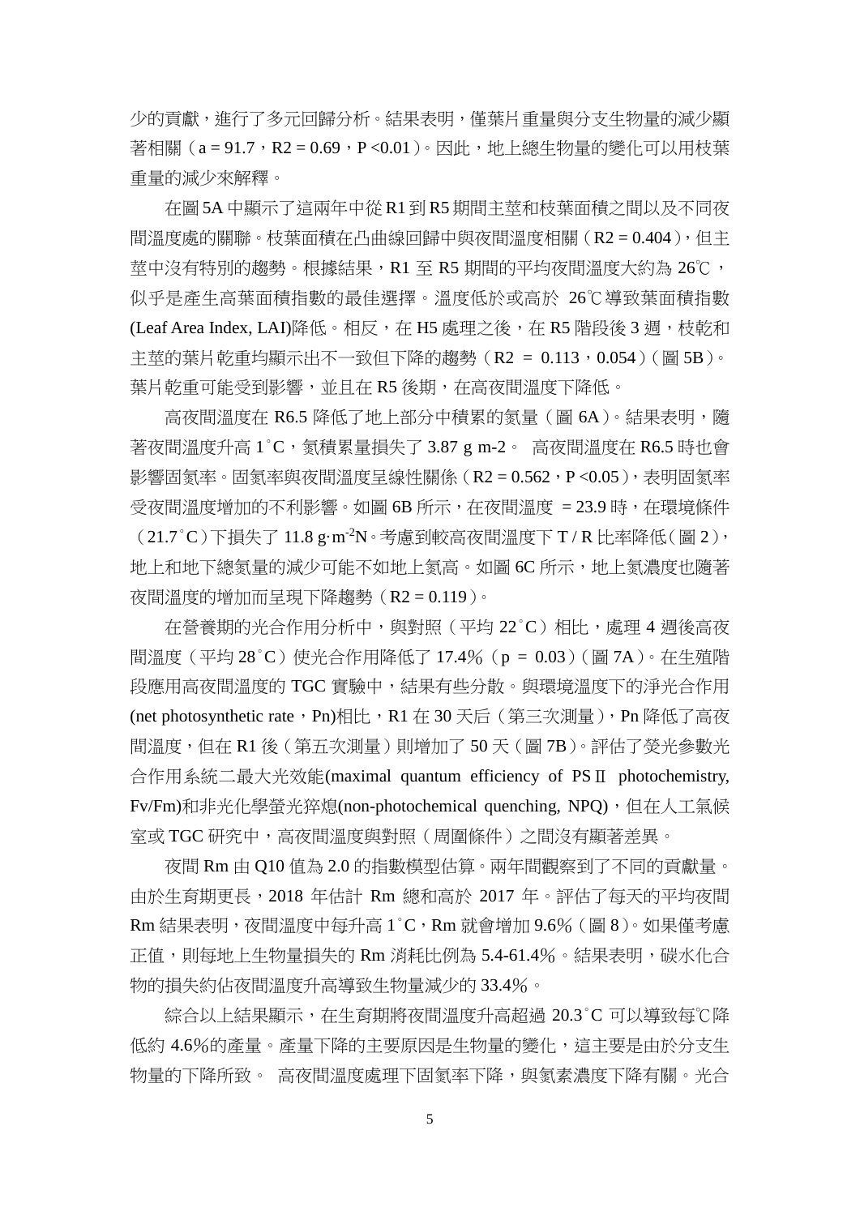少的貢獻，進行了多元回歸分析。結果表明，僅葉片重量與分支生物量的減少顯著相關（a = 91.7，R2 = 0.69，P <0.01）。因此，地上總生物量的變化可以用枝葉重量的減少來解釋。

在圖 5A 中顯示了這兩年中從 R1 到 R5 期間主莖和枝葉面積之間以及不同夜間溫度處的關聯。枝葉面積在凸曲線回歸中與夜間溫度相關（R2 = 0.404），但主莖中沒有特別的趨勢。根據結果，R1 至 R5 期間的平均夜間溫度大約為 26℃，似乎是產生高葉面積指數的最佳選擇。溫度低於或高於 26℃導致葉面積指數(Leaf Area Index, LAI)降低。相反，在 H5 處理之後，在 R5 階段後 3 週，枝乾和主莖的葉片乾重均顯示出不一致但下降的趨勢（R2 = 0.113，0.054）（圖 5B）。葉片乾重可能受到影響，並且在 R5 後期，在高夜間溫度下降低。

高夜間溫度在 R6.5 降低了地上部分中積累的氮量（圖 6A）。結果表明，隨著夜間溫度升高 1˚C，氮積累量損失了 3.87 g m-2。 高夜間溫度在 R6.5 時也會影響固氮率。固氮率與夜間溫度呈線性關係（R2 = 0.562，P <0.05），表明固氮率受夜間溫度增加的不利影響。如圖 6B 所示，在夜間溫度 = 23.9 時，在環境條件（21.7˚C）下損失了 11.8 g·m$^{-2}$N。考慮到較高夜間溫度下 T / R 比率降低（圖 2），地上和地下總氮量的減少可能不如地上氮高。如圖 6C 所示，地上氮濃度也隨著夜間溫度的增加而呈現下降趨勢（R2 = 0.119）。

在營養期的光合作用分析中，與對照（平均 22˚C）相比，處理 4 週後高夜間溫度（平均 28˚C）使光合作用降低了 17.4%（p = 0.03）（圖 7A）。在生殖階段應用高夜間溫度的 TGC 實驗中，結果有些分散。與環境溫度下的淨光合作用(net photosynthetic rate，Pn)相比，R1 在 30 天后（第三次測量），Pn 降低了高夜間溫度，但在 R1 後（第五次測量）則增加了 50 天（圖 7B）。評估了熒光參數光合作用系統二最大光效能(maximal quantum efficiency of PSⅡ photochemistry, Fv/Fm)和非光化學螢光猝熄(non-photochemical quenching, NPQ)，但在人工氣候室或 TGC 研究中，高夜間溫度與對照（周圍條件）之間沒有顯著差異。

夜間 Rm 由 Q10 值為 2.0 的指數模型估算。兩年間觀察到了不同的貢獻量。由於生育期更長，2018 年估計 Rm 總和高於 2017 年。評估了每天的平均夜間 Rm 結果表明，夜間溫度中每升高 1˚C，Rm 就會增加 9.6%（圖 8）。如果僅考慮正值，則每地上生物量損失的 Rm 消耗比例為 5.4-61.4%。結果表明，碳水化合物的損失約佔夜間溫度升高導致生物量減少的 33.4%。

綜合以上結果顯示，在生育期將夜間溫度升高超過 20.3˚C 可以導致每℃降低約 4.6%的產量。產量下降的主要原因是生物量的變化，這主要是由於分支生物量的下降所致。 高夜間溫度處理下固氮率下降，與氮素濃度下降有關。光合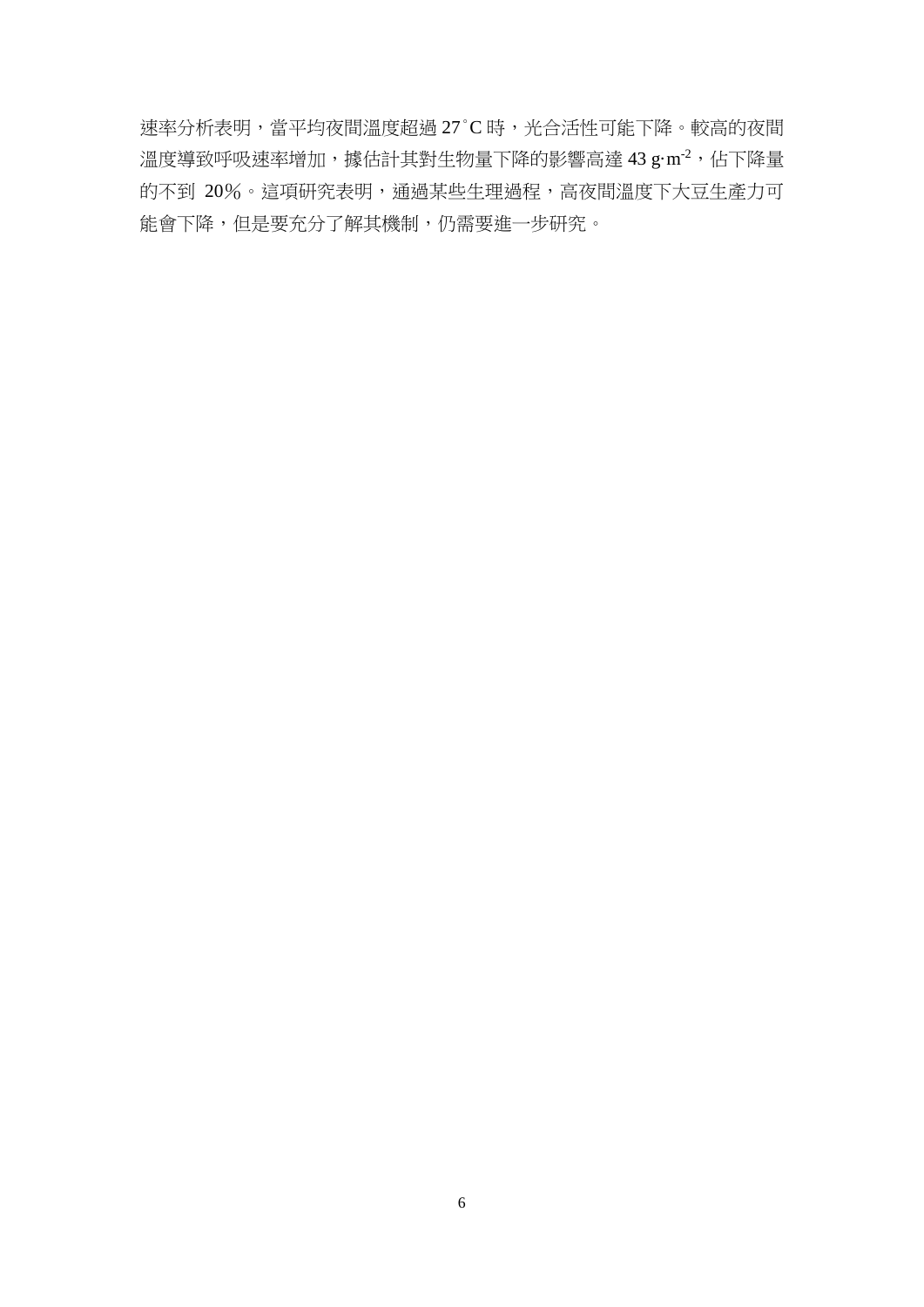速率分析表明，當平均夜間溫度超過 27˚C 時，光合活性可能下降。較高的夜間溫度導致呼吸速率增加，據估計其對生物量下降的影響高達 43 $g \cdot m^{-2}$，佔下降量的不到 20%。這項研究表明，通過某些生理過程，高夜間溫度下大豆生產力可能會下降，但是要充分了解其機制，仍需要進一步研究。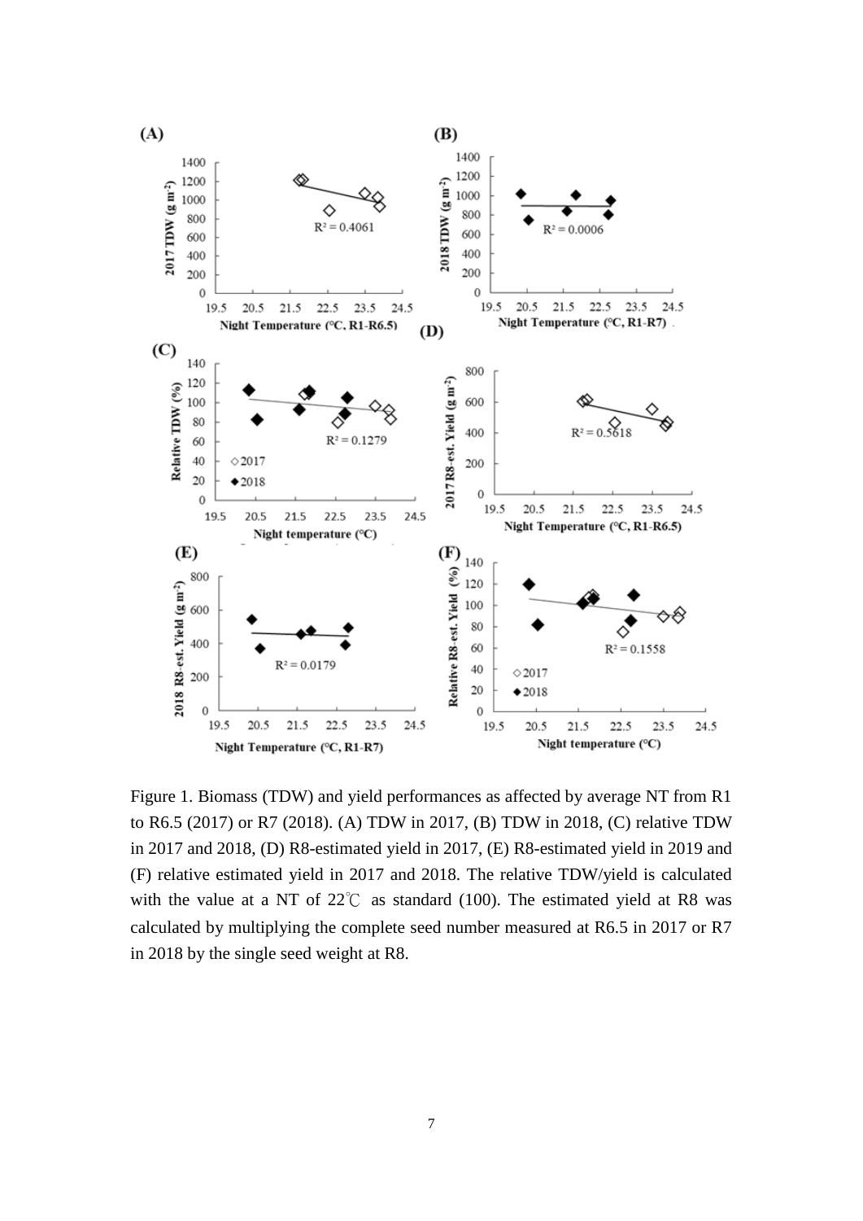Figure 1. Biomass (TDW) and yield performances as affected by average NT from R1 to R6.5 (2017) or R7 (2018). (A) TDW in 2017, (B) TDW in 2018, (C) relative TDW in 2017 and 2018, (D) R8-estimated yield in 2017, (E) R8-estimated yield in 2019 and (F) relative estimated yield in 2017 and 2018. The relative TDW/yield is calculated with the value at a NT of 22℃ as standard (100). The estimated yield at R8 was calculated by multiplying the complete seed number measured at R6.5 in 2017 or R7 in 2018 by the single seed weight at R8.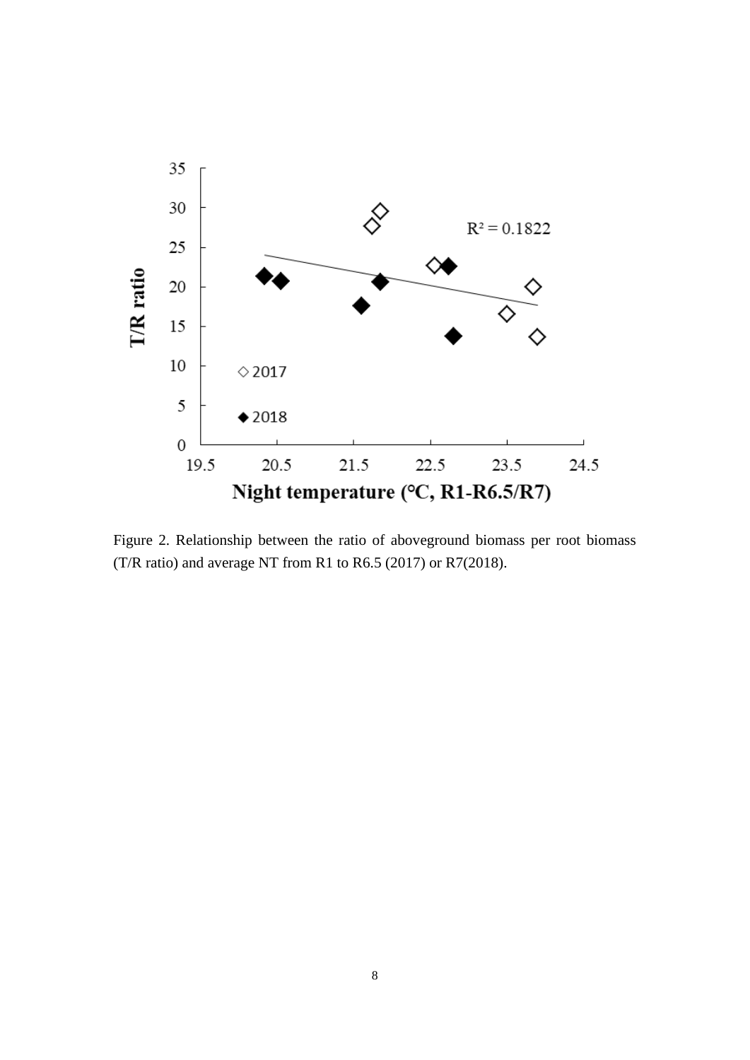Figure 2. Relationship between the ratio of aboveground biomass per root biomass (T/R ratio) and average NT from R1 to R6.5 (2017) or R7(2018).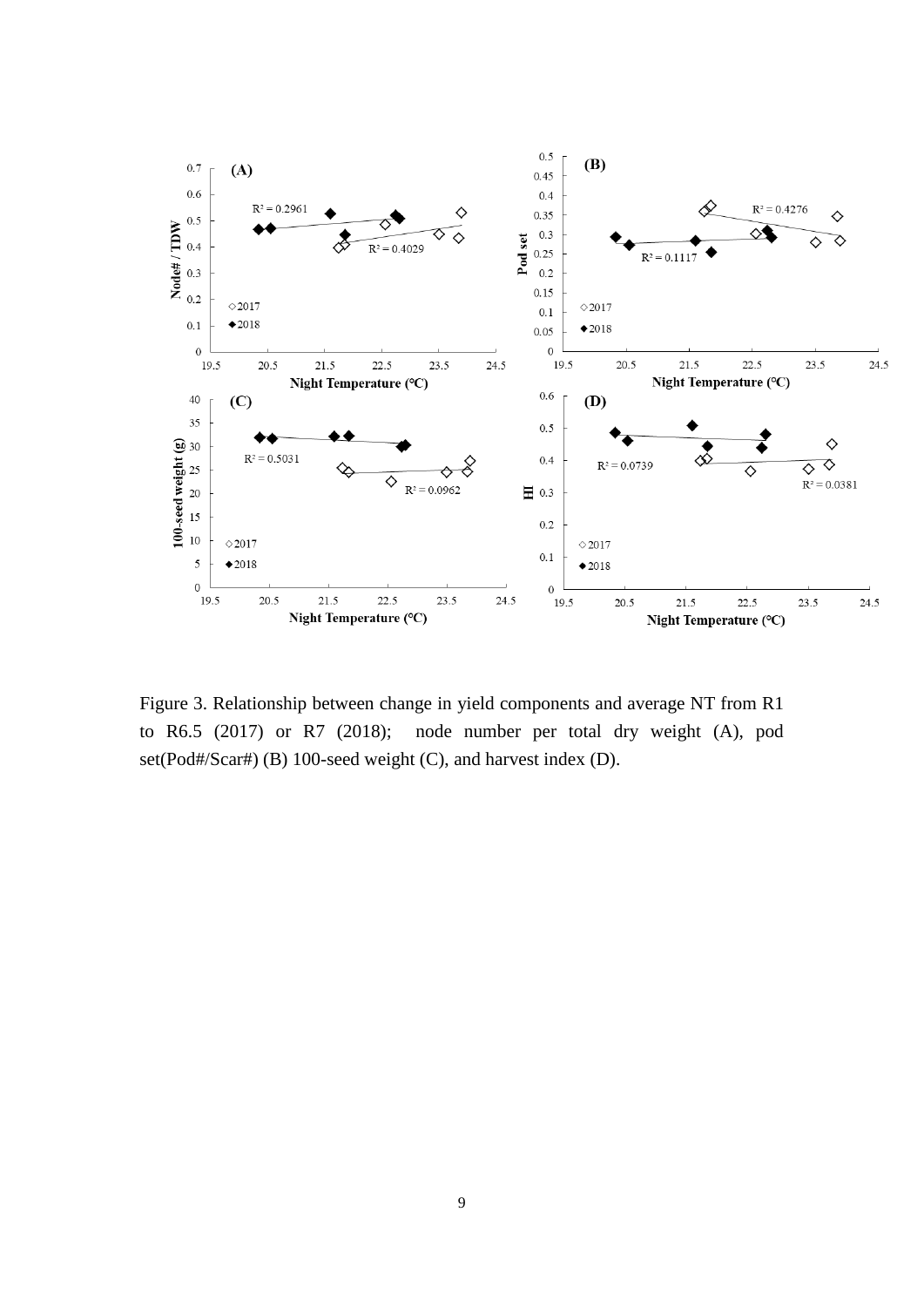Figure 3. Relationship between change in yield components and average NT from R1 to R6.5 (2017) or R7 (2018); node number per total dry weight (A), pod set(Pod#/Scar#) (B) 100-seed weight (C), and harvest index (D).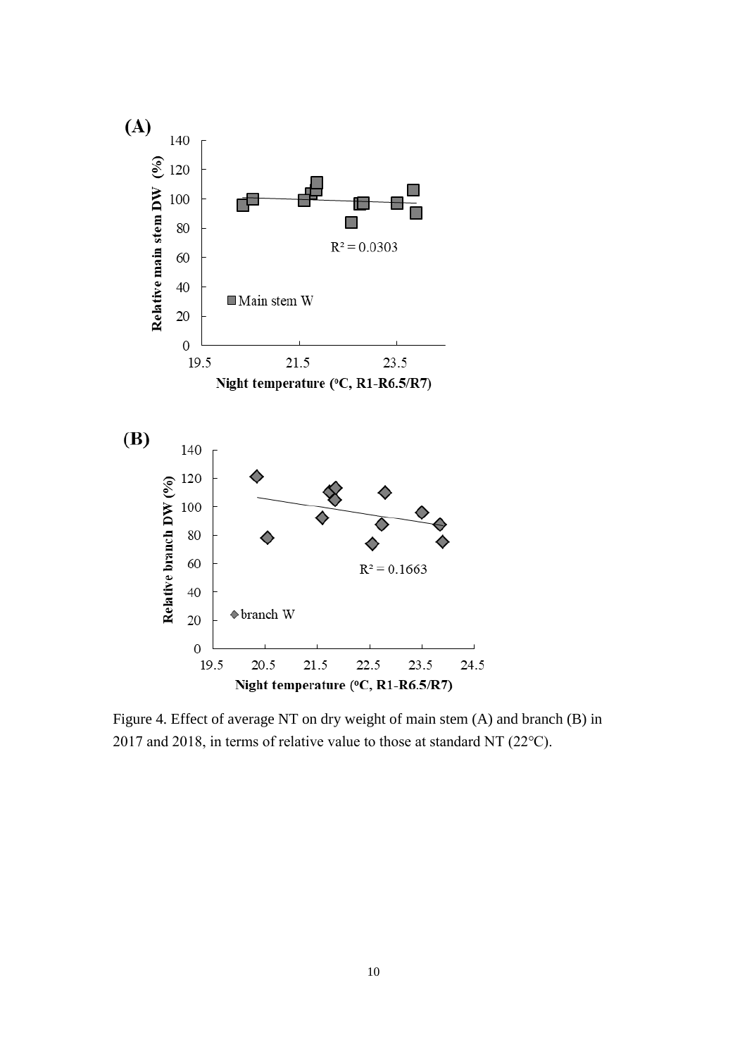Figure 4. Effect of average NT on dry weight of main stem (A) and branch (B) in 2017 and 2018, in terms of relative value to those at standard NT (22°C).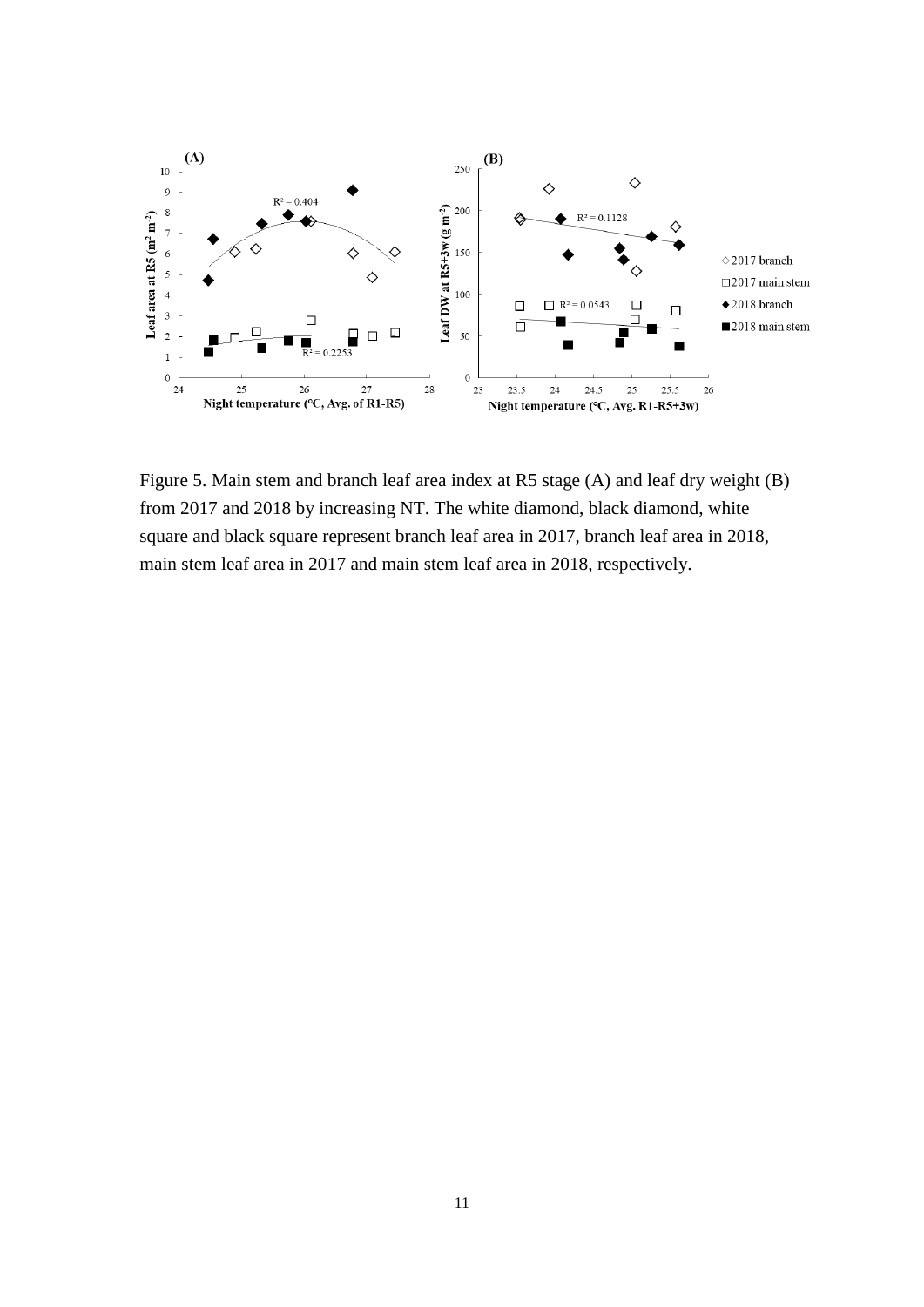Figure 5. Main stem and branch leaf area index at R5 stage (A) and leaf dry weight (B) from 2017 and 2018 by increasing NT. The white diamond, black diamond, white square and black square represent branch leaf area in 2017, branch leaf area in 2018, main stem leaf area in 2017 and main stem leaf area in 2018, respectively.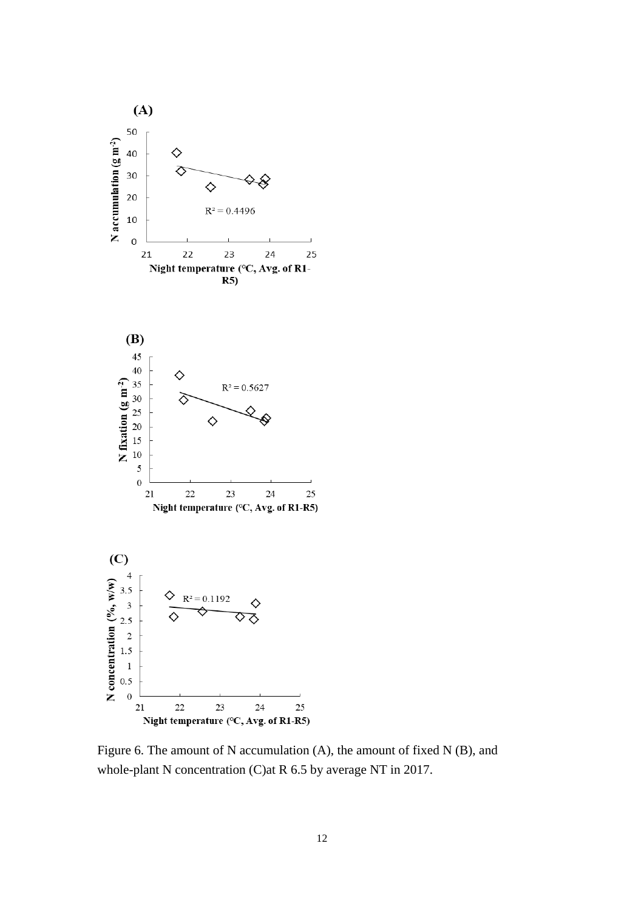Figure 6. The amount of N accumulation (A), the amount of fixed N (B), and whole-plant N concentration (C)at R 6.5 by average NT in 2017.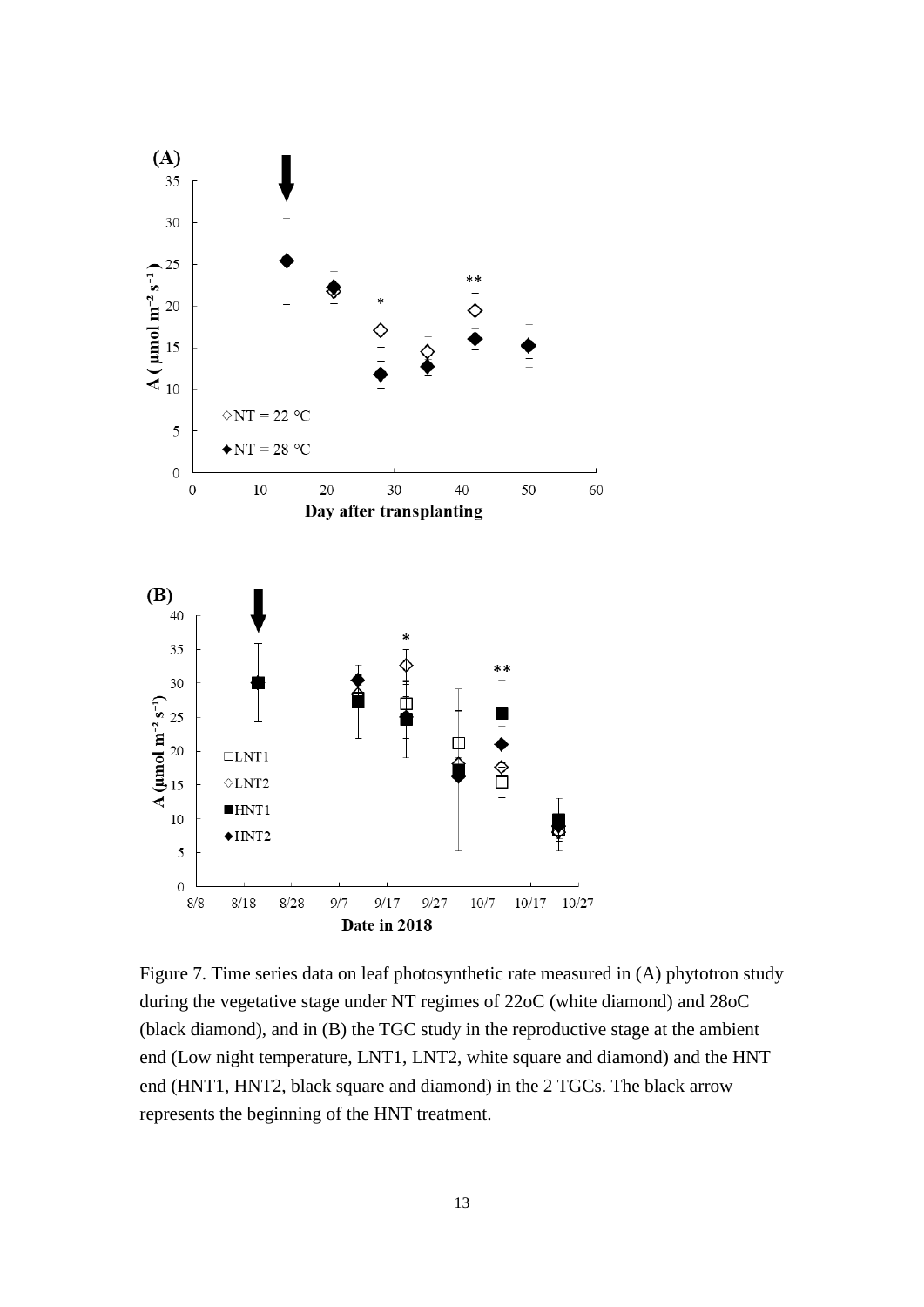Figure 7. Time series data on leaf photosynthetic rate measured in (A) phytotron study during the vegetative stage under NT regimes of 22oC (white diamond) and 28oC (black diamond), and in (B) the TGC study in the reproductive stage at the ambient end (Low night temperature, LNT1, LNT2, white square and diamond) and the HNT end (HNT1, HNT2, black square and diamond) in the 2 TGCs. The black arrow represents the beginning of the HNT treatment.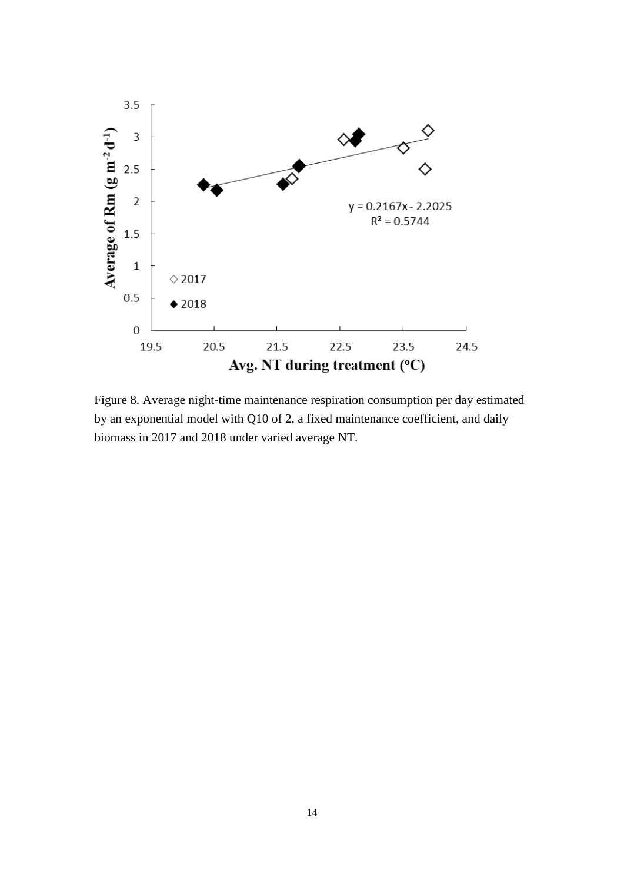Figure 8. Average night-time maintenance respiration consumption per day estimated by an exponential model with Q10 of 2, a fixed maintenance coefficient, and daily biomass in 2017 and 2018 under varied average NT.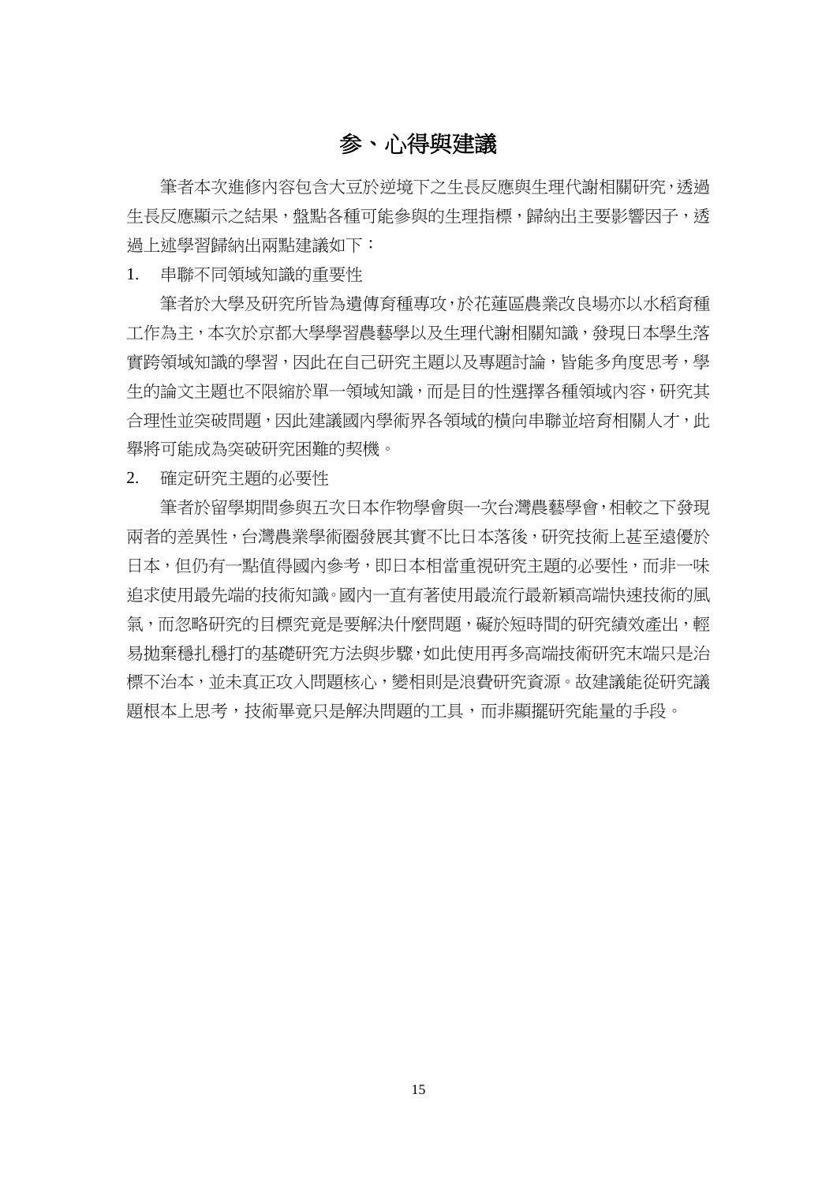# 參、心得與建議

筆者本次進修內容包含大豆於逆境下之生長反應與生理代謝相關研究，透過生長反應顯示之結果，盤點各種可能參與的生理指標，歸納出主要影響因子，透過上述學習歸納出兩點建議如下：

1. 串聯不同領域知識的重要性

筆者於大學及研究所皆為遺傳育種專攻，於花蓮區農業改良場亦以水稻育種工作為主，本次於京都大學學習農藝學以及生理代謝相關知識，發現日本學生落實跨領域知識的學習，因此在自己研究主題以及專題討論，皆能多角度思考，學生的論文主題也不限縮於單一領域知識，而是目的性選擇各種領域內容，研究其合理性並突破問題，因此建議國內學術界各領域的橫向串聯並培育相關人才，此舉將可能成為突破研究困難的契機。

2. 確定研究主題的必要性

筆者於留學期間參與五次日本作物學會與一次台灣農藝學會，相較之下發現兩者的差異性，台灣農業學術圈發展其實不比日本落後，研究技術上甚至遠優於日本，但仍有一點值得國內參考，即日本相當重視研究主題的必要性，而非一味追求使用最先端的技術知識。國內一直有著使用最流行最新穎高端快速技術的風氣，而忽略研究的目標究竟是要解決什麼問題，礙於短時間的研究績效產出，輕易拋棄穩扎穩打的基礎研究方法與步驟，如此使用再多高端技術研究末端只是治標不治本，並未真正攻入問題核心，變相則是浪費研究資源。故建議能從研究議題根本上思考，技術畢竟只是解決問題的工具，而非顯擺研究能量的手段。